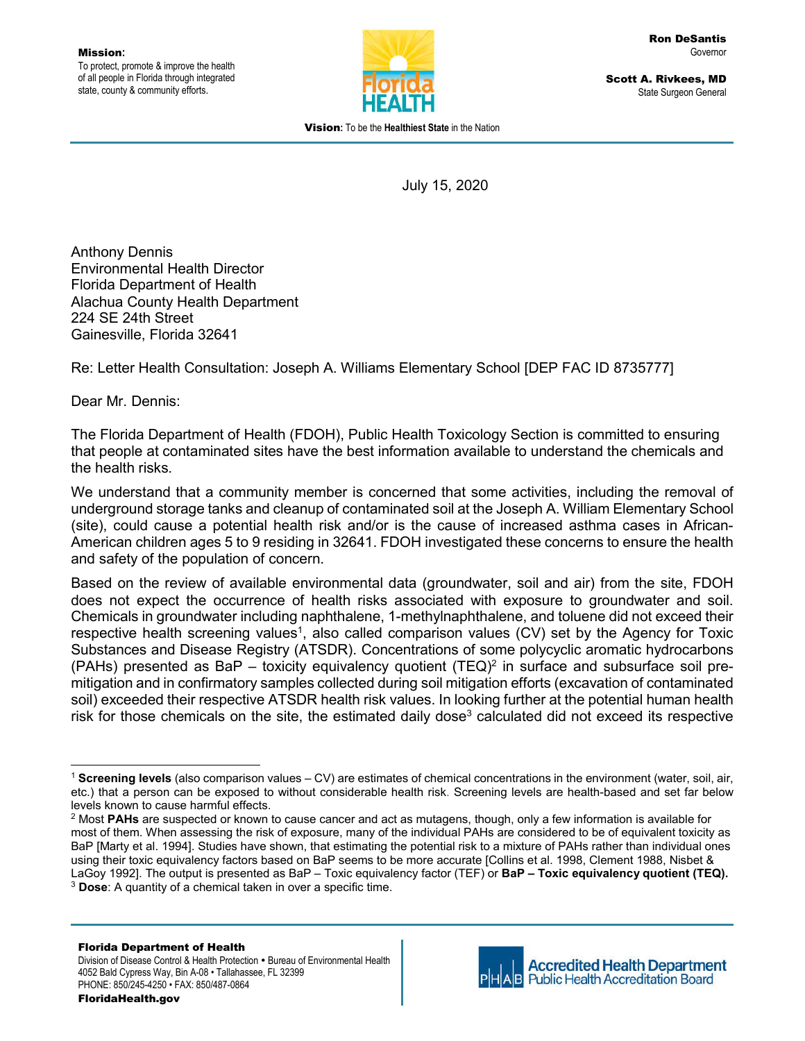**Mission**:
To protect, promote & improve the health of all people in Florida through integrated state, county & community efforts.

**Ron DeSantis**
Governor

**Scott A. Rivkees, MD**
State Surgeon General

**Vision**: To be the **Healthiest State** in the Nation

July 15, 2020

Anthony Dennis
Environmental Health Director
Florida Department of Health
Alachua County Health Department
224 SE 24th Street
Gainesville, Florida 32641

Re: Letter Health Consultation: Joseph A. Williams Elementary School [DEP FAC ID 8735777]

Dear Mr. Dennis:

The Florida Department of Health (FDOH), Public Health Toxicology Section is committed to ensuring that people at contaminated sites have the best information available to understand the chemicals and the health risks.

We understand that a community member is concerned that some activities, including the removal of underground storage tanks and cleanup of contaminated soil at the Joseph A. William Elementary School (site), could cause a potential health risk and/or is the cause of increased asthma cases in African-American children ages 5 to 9 residing in 32641. FDOH investigated these concerns to ensure the health and safety of the population of concern.

Based on the review of available environmental data (groundwater, soil and air) from the site, FDOH does not expect the occurrence of health risks associated with exposure to groundwater and soil. Chemicals in groundwater including naphthalene, 1-methylnaphthalene, and toluene did not exceed their respective health screening values[1], also called comparison values (CV) set by the Agency for Toxic Substances and Disease Registry (ATSDR). Concentrations of some polycyclic aromatic hydrocarbons (PAHs) presented as BaP – toxicity equivalency quotient (TEQ)[2] in surface and subsurface soil pre-mitigation and in confirmatory samples collected during soil mitigation efforts (excavation of contaminated soil) exceeded their respective ATSDR health risk values. In looking further at the potential human health risk for those chemicals on the site, the estimated daily dose[3] calculated did not exceed its respective

---

[1] **Screening levels** (also comparison values – CV) are estimates of chemical concentrations in the environment (water, soil, air, etc.) that a person can be exposed to without considerable health risk. Screening levels are health-based and set far below levels known to cause harmful effects.

[2] Most **PAHs** are suspected or known to cause cancer and act as mutagens, though, only a few information is available for most of them. When assessing the risk of exposure, many of the individual PAHs are considered to be of equivalent toxicity as BaP [Marty et al. 1994]. Studies have shown, that estimating the potential risk to a mixture of PAHs rather than individual ones using their toxic equivalency factors based on BaP seems to be more accurate [Collins et al. 1998, Clement 1988, Nisbet & LaGoy 1992]. The output is presented as BaP – Toxic equivalency factor (TEF) or **BaP – Toxic equivalency quotient (TEQ).**

[3] **Dose**: A quantity of a chemical taken in over a specific time.

**Florida Department of Health**
Division of Disease Control & Health Protection • Bureau of Environmental Health
4052 Bald Cypress Way, Bin A-08 • Tallahassee, FL 32399
PHONE: 850/245-4250 • FAX: 850/487-0864
**FloridaHealth.gov**

Accredited Health Department
Public Health Accreditation Board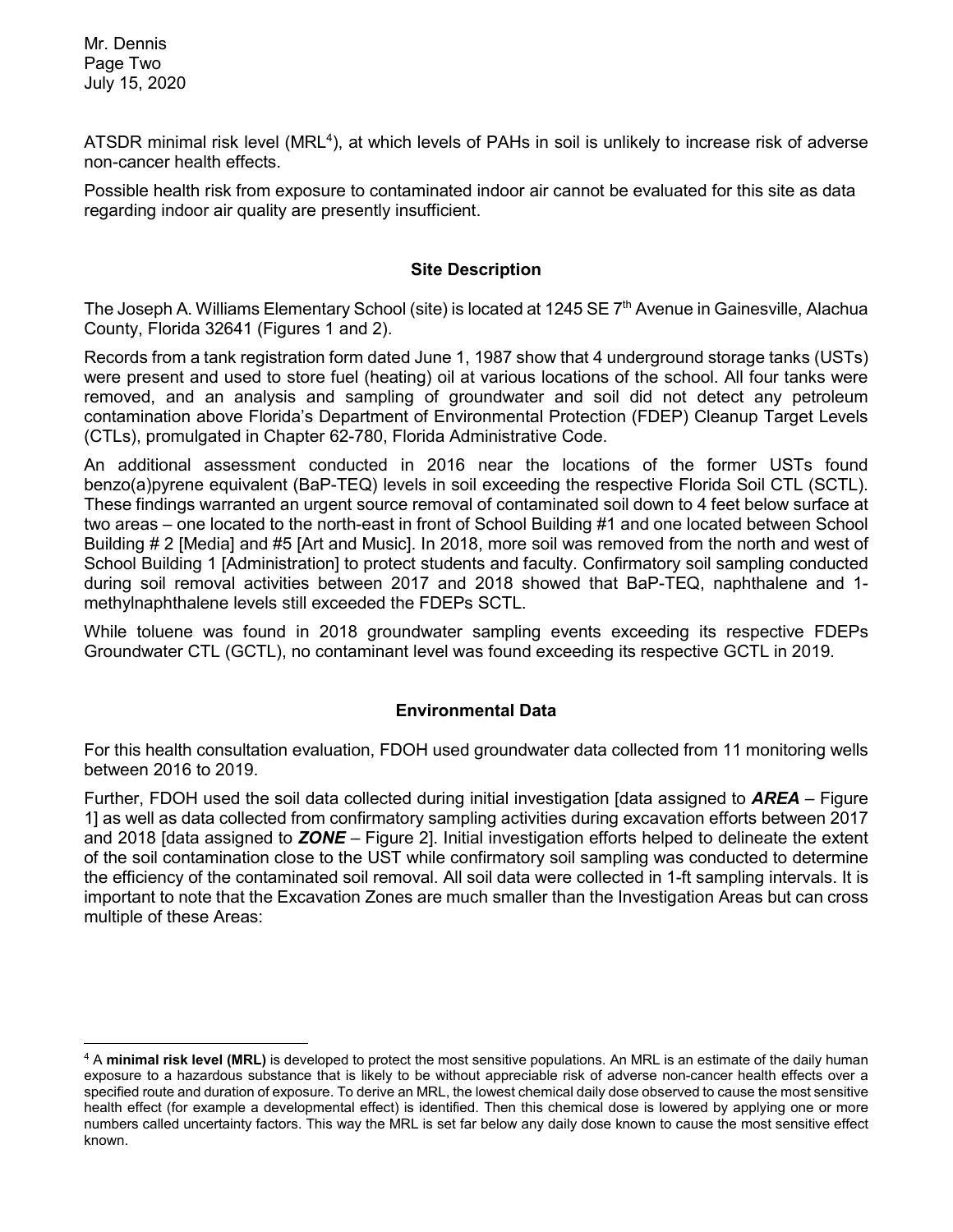ATSDR minimal risk level (MRL[4]), at which levels of PAHs in soil is unlikely to increase risk of adverse non-cancer health effects.

Possible health risk from exposure to contaminated indoor air cannot be evaluated for this site as data regarding indoor air quality are presently insufficient.

## Site Description

The Joseph A. Williams Elementary School (site) is located at 1245 SE 7th Avenue in Gainesville, Alachua County, Florida 32641 (Figures 1 and 2).

Records from a tank registration form dated June 1, 1987 show that 4 underground storage tanks (USTs) were present and used to store fuel (heating) oil at various locations of the school. All four tanks were removed, and an analysis and sampling of groundwater and soil did not detect any petroleum contamination above Florida's Department of Environmental Protection (FDEP) Cleanup Target Levels (CTLs), promulgated in Chapter 62-780, Florida Administrative Code.

An additional assessment conducted in 2016 near the locations of the former USTs found benzo(a)pyrene equivalent (BaP-TEQ) levels in soil exceeding the respective Florida Soil CTL (SCTL). These findings warranted an urgent source removal of contaminated soil down to 4 feet below surface at two areas – one located to the north-east in front of School Building #1 and one located between School Building # 2 [Media] and #5 [Art and Music]. In 2018, more soil was removed from the north and west of School Building 1 [Administration] to protect students and faculty. Confirmatory soil sampling conducted during soil removal activities between 2017 and 2018 showed that BaP-TEQ, naphthalene and 1-methylnaphthalene levels still exceeded the FDEPs SCTL.

While toluene was found in 2018 groundwater sampling events exceeding its respective FDEPs Groundwater CTL (GCTL), no contaminant level was found exceeding its respective GCTL in 2019.

## Environmental Data

For this health consultation evaluation, FDOH used groundwater data collected from 11 monitoring wells between 2016 to 2019.

Further, FDOH used the soil data collected during initial investigation [data assigned to ***AREA*** – Figure 1] as well as data collected from confirmatory sampling activities during excavation efforts between 2017 and 2018 [data assigned to ***ZONE*** – Figure 2]. Initial investigation efforts helped to delineate the extent of the soil contamination close to the UST while confirmatory soil sampling was conducted to determine the efficiency of the contaminated soil removal. All soil data were collected in 1-ft sampling intervals. It is important to note that the Excavation Zones are much smaller than the Investigation Areas but can cross multiple of these Areas:

---

[4] A **minimal risk level (MRL)** is developed to protect the most sensitive populations. An MRL is an estimate of the daily human exposure to a hazardous substance that is likely to be without appreciable risk of adverse non-cancer health effects over a specified route and duration of exposure. To derive an MRL, the lowest chemical daily dose observed to cause the most sensitive health effect (for example a developmental effect) is identified. Then this chemical dose is lowered by applying one or more numbers called uncertainty factors. This way the MRL is set far below any daily dose known to cause the most sensitive effect known.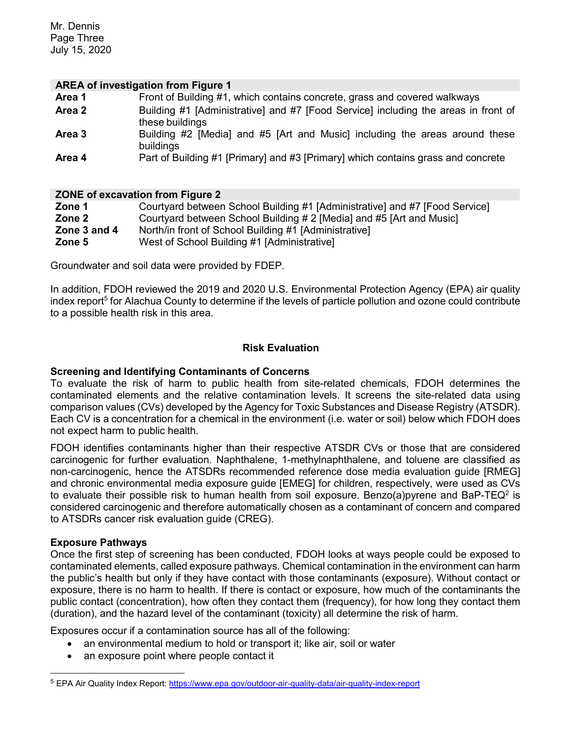| AREA of investigation from Figure 1 | |
|---|---|
| **Area 1** | Front of Building #1, which contains concrete, grass and covered walkways |
| **Area 2** | Building #1 [Administrative] and #7 [Food Service] including the areas in front of these buildings |
| **Area 3** | Building #2 [Media] and #5 [Art and Music] including the areas around these buildings |
| **Area 4** | Part of Building #1 [Primary] and #3 [Primary] which contains grass and concrete |

| ZONE of excavation from Figure 2 | |
|---|---|
| **Zone 1** | Courtyard between School Building #1 [Administrative] and #7 [Food Service] |
| **Zone 2** | Courtyard between School Building # 2 [Media] and #5 [Art and Music] |
| **Zone 3 and 4** | North/in front of School Building #1 [Administrative] |
| **Zone 5** | West of School Building #1 [Administrative] |

Groundwater and soil data were provided by FDEP.

In addition, FDOH reviewed the 2019 and 2020 U.S. Environmental Protection Agency (EPA) air quality index report[5] for Alachua County to determine if the levels of particle pollution and ozone could contribute to a possible health risk in this area.

## Risk Evaluation

### Screening and Identifying Contaminants of Concerns

To evaluate the risk of harm to public health from site-related chemicals, FDOH determines the contaminated elements and the relative contamination levels. It screens the site-related data using comparison values (CVs) developed by the Agency for Toxic Substances and Disease Registry (ATSDR). Each CV is a concentration for a chemical in the environment (i.e. water or soil) below which FDOH does not expect harm to public health.

FDOH identifies contaminants higher than their respective ATSDR CVs or those that are considered carcinogenic for further evaluation. Naphthalene, 1-methylnaphthalene, and toluene are classified as non-carcinogenic, hence the ATSDRs recommended reference dose media evaluation guide [RMEG] and chronic environmental media exposure guide [EMEG] for children, respectively, were used as CVs to evaluate their possible risk to human health from soil exposure. Benzo(a)pyrene and BaP-TEQ[2] is considered carcinogenic and therefore automatically chosen as a contaminant of concern and compared to ATSDRs cancer risk evaluation guide (CREG).

### Exposure Pathways

Once the first step of screening has been conducted, FDOH looks at ways people could be exposed to contaminated elements, called exposure pathways. Chemical contamination in the environment can harm the public's health but only if they have contact with those contaminants (exposure). Without contact or exposure, there is no harm to health. If there is contact or exposure, how much of the contaminants the public contact (concentration), how often they contact them (frequency), for how long they contact them (duration), and the hazard level of the contaminant (toxicity) all determine the risk of harm.

Exposures occur if a contamination source has all of the following:

- an environmental medium to hold or transport it; like air, soil or water
- an exposure point where people contact it

[5] EPA Air Quality Index Report: https://www.epa.gov/outdoor-air-quality-data/air-quality-index-report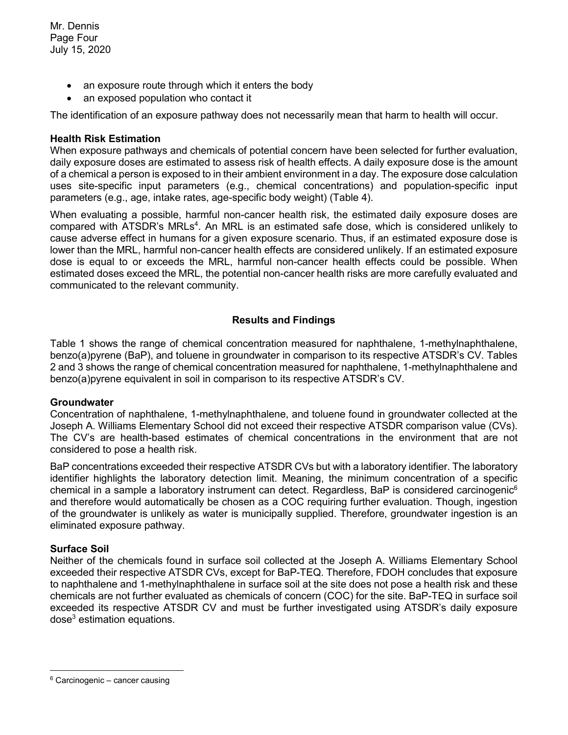- an exposure route through which it enters the body
- an exposed population who contact it

The identification of an exposure pathway does not necessarily mean that harm to health will occur.

**Health Risk Estimation**

When exposure pathways and chemicals of potential concern have been selected for further evaluation, daily exposure doses are estimated to assess risk of health effects. A daily exposure dose is the amount of a chemical a person is exposed to in their ambient environment in a day. The exposure dose calculation uses site-specific input parameters (e.g., chemical concentrations) and population-specific input parameters (e.g., age, intake rates, age-specific body weight) (Table 4).

When evaluating a possible, harmful non-cancer health risk, the estimated daily exposure doses are compared with ATSDR's MRLs[4]. An MRL is an estimated safe dose, which is considered unlikely to cause adverse effect in humans for a given exposure scenario. Thus, if an estimated exposure dose is lower than the MRL, harmful non-cancer health effects are considered unlikely. If an estimated exposure dose is equal to or exceeds the MRL, harmful non-cancer health effects could be possible. When estimated doses exceed the MRL, the potential non-cancer health risks are more carefully evaluated and communicated to the relevant community.

## Results and Findings

Table 1 shows the range of chemical concentration measured for naphthalene, 1-methylnaphthalene, benzo(a)pyrene (BaP), and toluene in groundwater in comparison to its respective ATSDR's CV. Tables 2 and 3 shows the range of chemical concentration measured for naphthalene, 1-methylnaphthalene and benzo(a)pyrene equivalent in soil in comparison to its respective ATSDR's CV.

**Groundwater**

Concentration of naphthalene, 1-methylnaphthalene, and toluene found in groundwater collected at the Joseph A. Williams Elementary School did not exceed their respective ATSDR comparison value (CVs). The CV's are health-based estimates of chemical concentrations in the environment that are not considered to pose a health risk.

BaP concentrations exceeded their respective ATSDR CVs but with a laboratory identifier. The laboratory identifier highlights the laboratory detection limit. Meaning, the minimum concentration of a specific chemical in a sample a laboratory instrument can detect. Regardless, BaP is considered carcinogenic[6] and therefore would automatically be chosen as a COC requiring further evaluation. Though, ingestion of the groundwater is unlikely as water is municipally supplied. Therefore, groundwater ingestion is an eliminated exposure pathway.

**Surface Soil**

Neither of the chemicals found in surface soil collected at the Joseph A. Williams Elementary School exceeded their respective ATSDR CVs, except for BaP-TEQ. Therefore, FDOH concludes that exposure to naphthalene and 1-methylnaphthalene in surface soil at the site does not pose a health risk and these chemicals are not further evaluated as chemicals of concern (COC) for the site. BaP-TEQ in surface soil exceeded its respective ATSDR CV and must be further investigated using ATSDR's daily exposure dose[3] estimation equations.

---

[6] Carcinogenic – cancer causing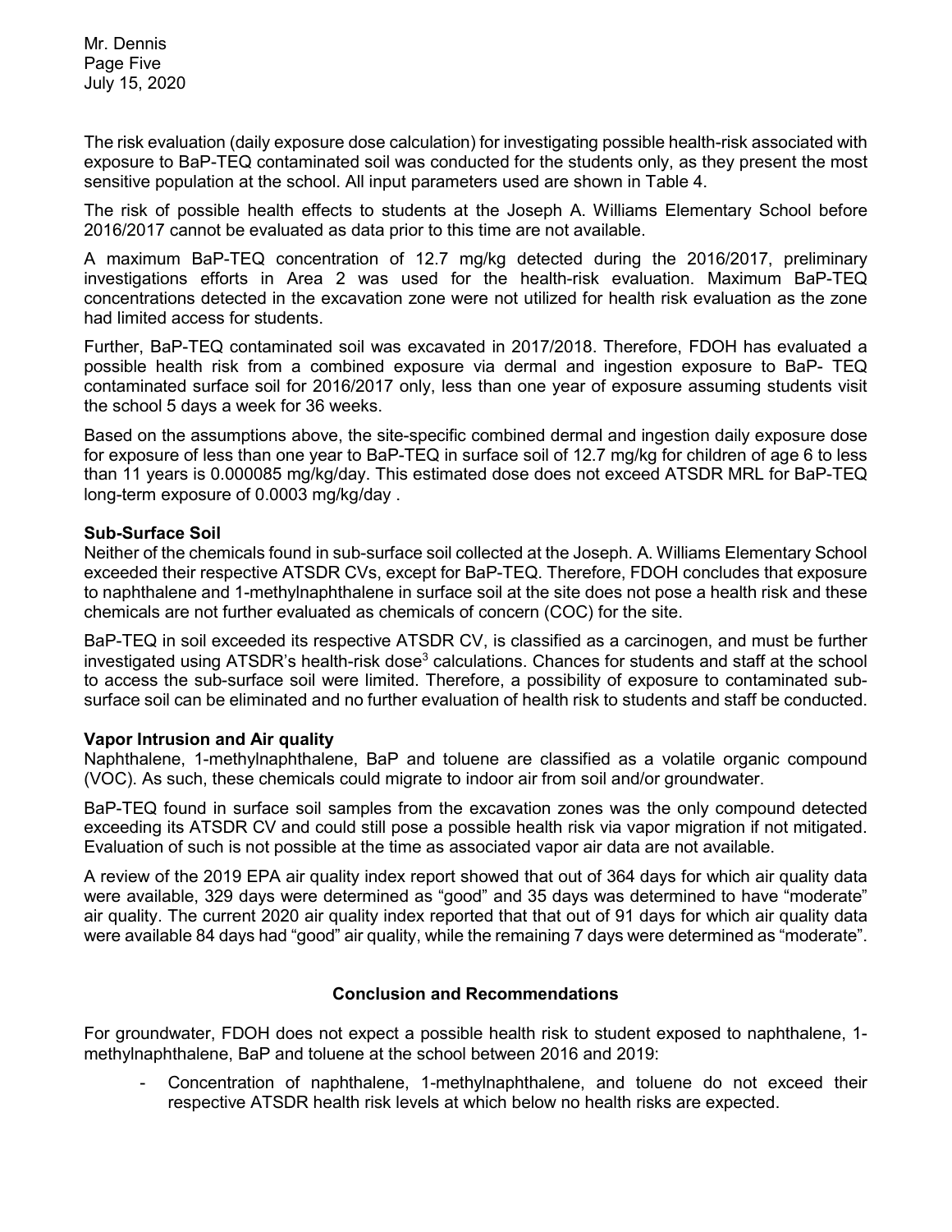The risk evaluation (daily exposure dose calculation) for investigating possible health-risk associated with exposure to BaP-TEQ contaminated soil was conducted for the students only, as they present the most sensitive population at the school. All input parameters used are shown in Table 4.

The risk of possible health effects to students at the Joseph A. Williams Elementary School before 2016/2017 cannot be evaluated as data prior to this time are not available.

A maximum BaP-TEQ concentration of 12.7 mg/kg detected during the 2016/2017, preliminary investigations efforts in Area 2 was used for the health-risk evaluation. Maximum BaP-TEQ concentrations detected in the excavation zone were not utilized for health risk evaluation as the zone had limited access for students.

Further, BaP-TEQ contaminated soil was excavated in 2017/2018. Therefore, FDOH has evaluated a possible health risk from a combined exposure via dermal and ingestion exposure to BaP- TEQ contaminated surface soil for 2016/2017 only, less than one year of exposure assuming students visit the school 5 days a week for 36 weeks.

Based on the assumptions above, the site-specific combined dermal and ingestion daily exposure dose for exposure of less than one year to BaP-TEQ in surface soil of 12.7 mg/kg for children of age 6 to less than 11 years is 0.000085 mg/kg/day. This estimated dose does not exceed ATSDR MRL for BaP-TEQ long-term exposure of 0.0003 mg/kg/day .

**Sub-Surface Soil**

Neither of the chemicals found in sub-surface soil collected at the Joseph. A. Williams Elementary School exceeded their respective ATSDR CVs, except for BaP-TEQ. Therefore, FDOH concludes that exposure to naphthalene and 1-methylnaphthalene in surface soil at the site does not pose a health risk and these chemicals are not further evaluated as chemicals of concern (COC) for the site.

BaP-TEQ in soil exceeded its respective ATSDR CV, is classified as a carcinogen, and must be further investigated using ATSDR's health-risk dose[3] calculations. Chances for students and staff at the school to access the sub-surface soil were limited. Therefore, a possibility of exposure to contaminated sub-surface soil can be eliminated and no further evaluation of health risk to students and staff be conducted.

**Vapor Intrusion and Air quality**

Naphthalene, 1-methylnaphthalene, BaP and toluene are classified as a volatile organic compound (VOC). As such, these chemicals could migrate to indoor air from soil and/or groundwater.

BaP-TEQ found in surface soil samples from the excavation zones was the only compound detected exceeding its ATSDR CV and could still pose a possible health risk via vapor migration if not mitigated. Evaluation of such is not possible at the time as associated vapor air data are not available.

A review of the 2019 EPA air quality index report showed that out of 364 days for which air quality data were available, 329 days were determined as "good" and 35 days was determined to have "moderate" air quality. The current 2020 air quality index reported that that out of 91 days for which air quality data were available 84 days had "good" air quality, while the remaining 7 days were determined as "moderate".

## Conclusion and Recommendations

For groundwater, FDOH does not expect a possible health risk to student exposed to naphthalene, 1-methylnaphthalene, BaP and toluene at the school between 2016 and 2019:

- Concentration of naphthalene, 1-methylnaphthalene, and toluene do not exceed their respective ATSDR health risk levels at which below no health risks are expected.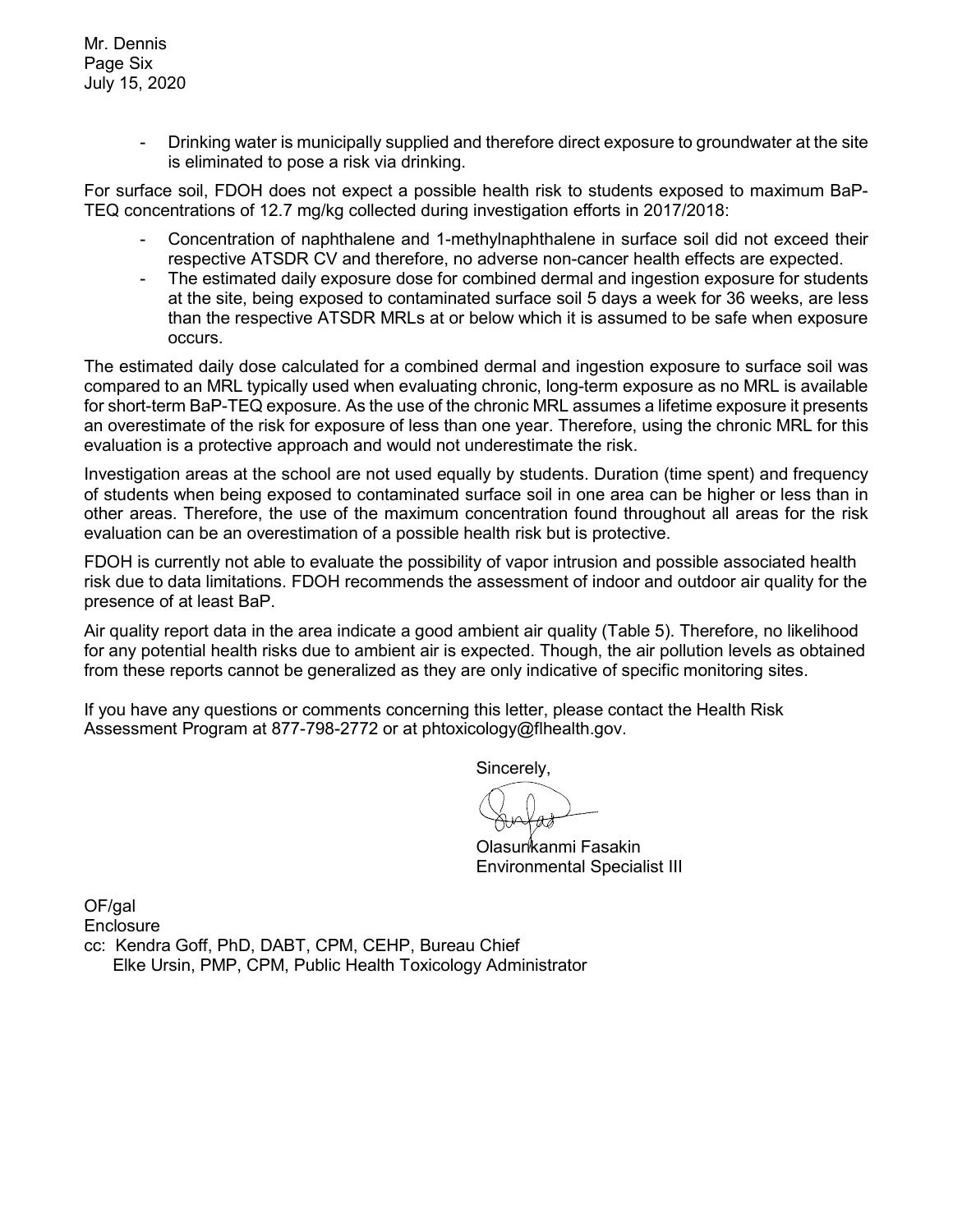- Drinking water is municipally supplied and therefore direct exposure to groundwater at the site is eliminated to pose a risk via drinking.

For surface soil, FDOH does not expect a possible health risk to students exposed to maximum BaP-TEQ concentrations of 12.7 mg/kg collected during investigation efforts in 2017/2018:

- Concentration of naphthalene and 1-methylnaphthalene in surface soil did not exceed their respective ATSDR CV and therefore, no adverse non-cancer health effects are expected.
- The estimated daily exposure dose for combined dermal and ingestion exposure for students at the site, being exposed to contaminated surface soil 5 days a week for 36 weeks, are less than the respective ATSDR MRLs at or below which it is assumed to be safe when exposure occurs.

The estimated daily dose calculated for a combined dermal and ingestion exposure to surface soil was compared to an MRL typically used when evaluating chronic, long-term exposure as no MRL is available for short-term BaP-TEQ exposure. As the use of the chronic MRL assumes a lifetime exposure it presents an overestimate of the risk for exposure of less than one year. Therefore, using the chronic MRL for this evaluation is a protective approach and would not underestimate the risk.

Investigation areas at the school are not used equally by students. Duration (time spent) and frequency of students when being exposed to contaminated surface soil in one area can be higher or less than in other areas. Therefore, the use of the maximum concentration found throughout all areas for the risk evaluation can be an overestimation of a possible health risk but is protective.

FDOH is currently not able to evaluate the possibility of vapor intrusion and possible associated health risk due to data limitations. FDOH recommends the assessment of indoor and outdoor air quality for the presence of at least BaP.

Air quality report data in the area indicate a good ambient air quality (Table 5). Therefore, no likelihood for any potential health risks due to ambient air is expected. Though, the air pollution levels as obtained from these reports cannot be generalized as they are only indicative of specific monitoring sites.

If you have any questions or comments concerning this letter, please contact the Health Risk Assessment Program at 877-798-2772 or at phtoxicology@flhealth.gov.

Sincerely,

Olasunkanmi Fasakin
Environmental Specialist III

OF/gal
Enclosure
cc: Kendra Goff, PhD, DABT, CPM, CEHP, Bureau Chief
Elke Ursin, PMP, CPM, Public Health Toxicology Administrator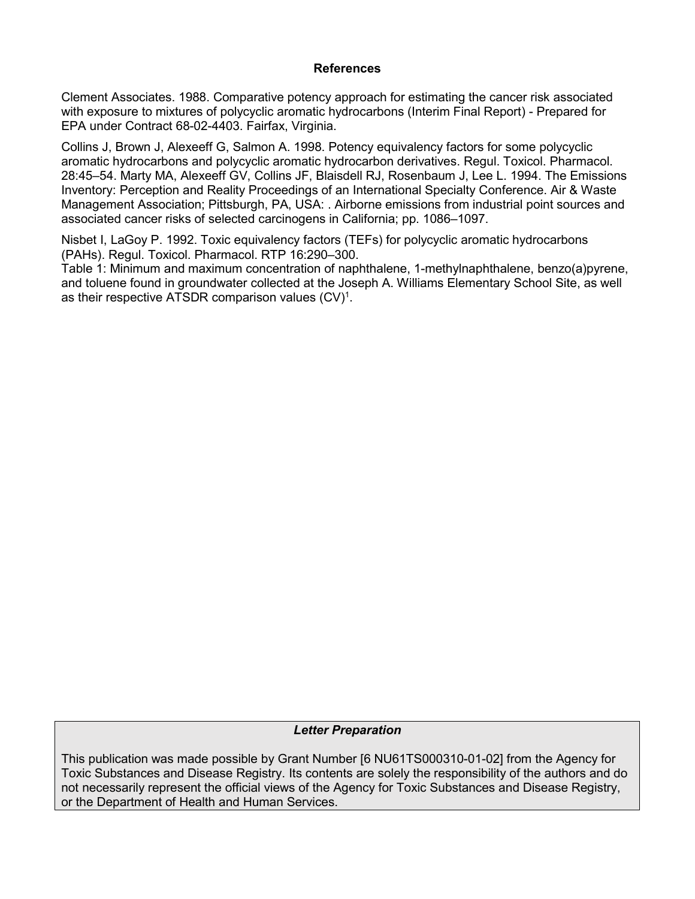### References

Clement Associates. 1988. Comparative potency approach for estimating the cancer risk associated with exposure to mixtures of polycyclic aromatic hydrocarbons (Interim Final Report) - Prepared for EPA under Contract 68-02-4403. Fairfax, Virginia.

Collins J, Brown J, Alexeeff G, Salmon A. 1998. Potency equivalency factors for some polycyclic aromatic hydrocarbons and polycyclic aromatic hydrocarbon derivatives. Regul. Toxicol. Pharmacol. 28:45–54. Marty MA, Alexeeff GV, Collins JF, Blaisdell RJ, Rosenbaum J, Lee L. 1994. The Emissions Inventory: Perception and Reality Proceedings of an International Specialty Conference. Air & Waste Management Association; Pittsburgh, PA, USA: . Airborne emissions from industrial point sources and associated cancer risks of selected carcinogens in California; pp. 1086–1097.

Nisbet I, LaGoy P. 1992. Toxic equivalency factors (TEFs) for polycyclic aromatic hydrocarbons (PAHs). Regul. Toxicol. Pharmacol. RTP 16:290–300.
Table 1: Minimum and maximum concentration of naphthalene, 1-methylnaphthalene, benzo(a)pyrene, and toluene found in groundwater collected at the Joseph A. Williams Elementary School Site, as well as their respective ATSDR comparison values (CV)[1].

***Letter Preparation***

This publication was made possible by Grant Number [6 NU61TS000310-01-02] from the Agency for Toxic Substances and Disease Registry. Its contents are solely the responsibility of the authors and do not necessarily represent the official views of the Agency for Toxic Substances and Disease Registry, or the Department of Health and Human Services.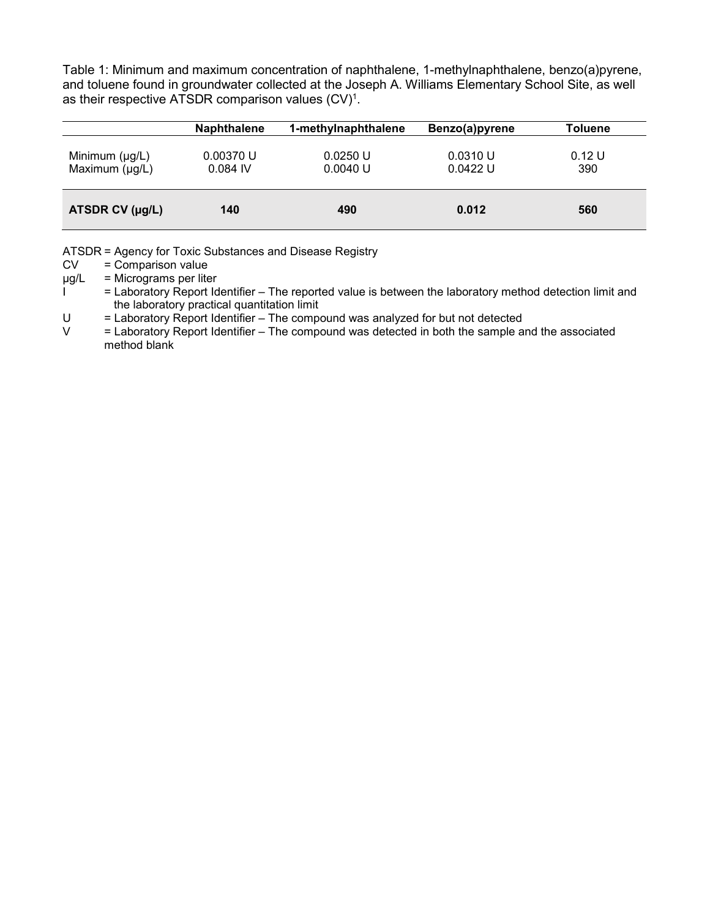Table 1: Minimum and maximum concentration of naphthalene, 1-methylnaphthalene, benzo(a)pyrene, and toluene found in groundwater collected at the Joseph A. Williams Elementary School Site, as well as their respective ATSDR comparison values (CV)[1].

| | Naphthalene | 1-methylnaphthalene | Benzo(a)pyrene | Toluene |
|---|---|---|---|---|
| Minimum (µg/L) | 0.00370 U | 0.0250 U | 0.0310 U | 0.12 U |
| Maximum (µg/L) | 0.084 IV | 0.0040 U | 0.0422 U | 390 |
| **ATSDR CV (µg/L)** | **140** | **490** | **0.012** | **560** |

ATSDR = Agency for Toxic Substances and Disease Registry
CV = Comparison value
µg/L = Micrograms per liter
I = Laboratory Report Identifier – The reported value is between the laboratory method detection limit and the laboratory practical quantitation limit
U = Laboratory Report Identifier – The compound was analyzed for but not detected
V = Laboratory Report Identifier – The compound was detected in both the sample and the associated method blank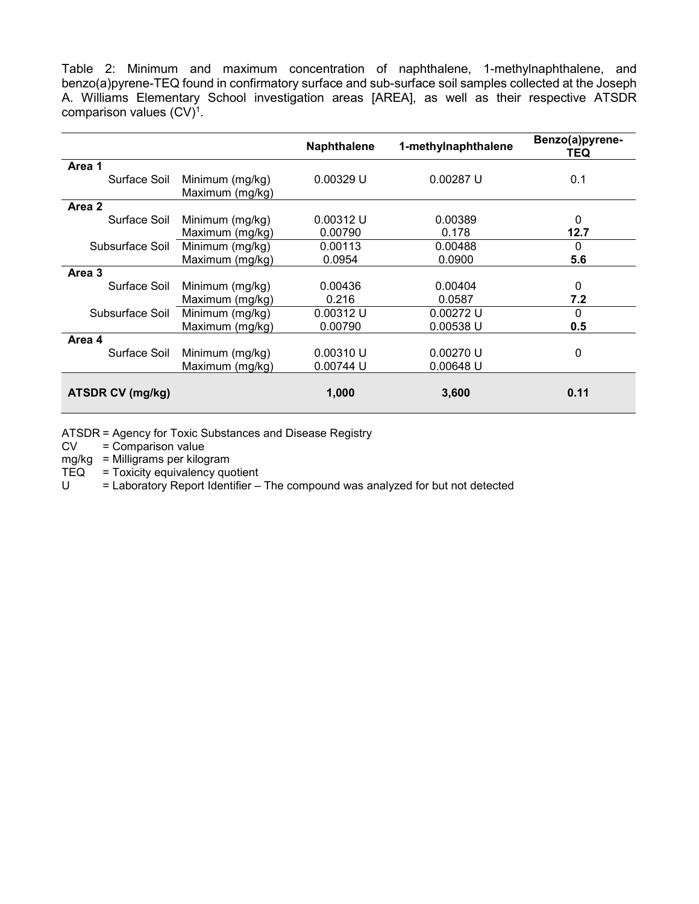Table 2: Minimum and maximum concentration of naphthalene, 1-methylnaphthalene, and benzo(a)pyrene-TEQ found in confirmatory surface and sub-surface soil samples collected at the Joseph A. Williams Elementary School investigation areas [AREA], as well as their respective ATSDR comparison values (CV)[1].

| | | | Naphthalene | 1-methylnaphthalene | Benzo(a)pyrene-TEQ |
|---|---|---|---|---|---|
| **Area 1** | | | | | |
| | Surface Soil | Minimum (mg/kg) | 0.00329 U | 0.00287 U | 0.1 |
| | | Maximum (mg/kg) | | | |
| **Area 2** | | | | | |
| | Surface Soil | Minimum (mg/kg) | 0.00312 U | 0.00389 | 0 |
| | | Maximum (mg/kg) | 0.00790 | 0.178 | **12.7** |
| | Subsurface Soil | Minimum (mg/kg) | 0.00113 | 0.00488 | 0 |
| | | Maximum (mg/kg) | 0.0954 | 0.0900 | **5.6** |
| **Area 3** | | | | | |
| | Surface Soil | Minimum (mg/kg) | 0.00436 | 0.00404 | 0 |
| | | Maximum (mg/kg) | 0.216 | 0.0587 | **7.2** |
| | Subsurface Soil | Minimum (mg/kg) | 0.00312 U | 0.00272 U | 0 |
| | | Maximum (mg/kg) | 0.00790 | 0.00538 U | **0.5** |
| **Area 4** | | | | | |
| | Surface Soil | Minimum (mg/kg) | 0.00310 U | 0.00270 U | 0 |
| | | Maximum (mg/kg) | 0.00744 U | 0.00648 U | |
| **ATSDR CV (mg/kg)** | | | **1,000** | **3,600** | **0.11** |

ATSDR = Agency for Toxic Substances and Disease Registry
CV = Comparison value
mg/kg = Milligrams per kilogram
TEQ = Toxicity equivalency quotient
U = Laboratory Report Identifier – The compound was analyzed for but not detected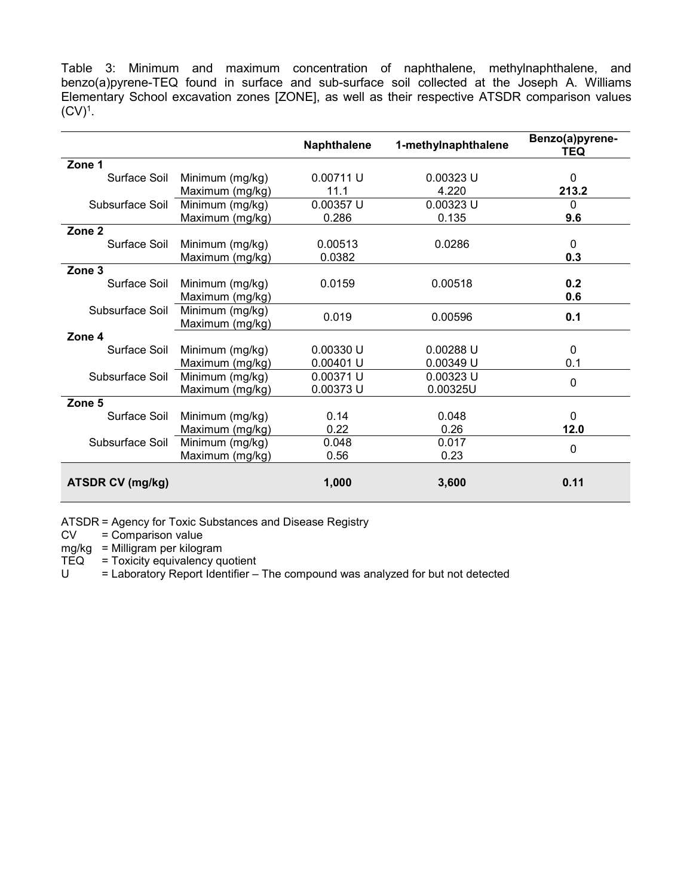Table 3: Minimum and maximum concentration of naphthalene, methylnaphthalene, and benzo(a)pyrene-TEQ found in surface and sub-surface soil collected at the Joseph A. Williams Elementary School excavation zones [ZONE], as well as their respective ATSDR comparison values (CV)[1].

| | | Naphthalene | 1-methylnaphthalene | Benzo(a)pyrene-TEQ |
|---|---|---|---|---|
| **Zone 1** | | | | |
| Surface Soil | Minimum (mg/kg) | 0.00711 U | 0.00323 U | 0 |
| | Maximum (mg/kg) | 11.1 | 4.220 | **213.2** |
| Subsurface Soil | Minimum (mg/kg) | 0.00357 U | 0.00323 U | 0 |
| | Maximum (mg/kg) | 0.286 | 0.135 | **9.6** |
| **Zone 2** | | | | |
| Surface Soil | Minimum (mg/kg) | 0.00513 | 0.0286 | 0 |
| | Maximum (mg/kg) | 0.0382 | | **0.3** |
| **Zone 3** | | | | |
| Surface Soil | Minimum (mg/kg) | 0.0159 | 0.00518 | **0.2** |
| | Maximum (mg/kg) | | | **0.6** |
| Subsurface Soil | Minimum (mg/kg) / Maximum (mg/kg) | 0.019 | 0.00596 | **0.1** |
| **Zone 4** | | | | |
| Surface Soil | Minimum (mg/kg) | 0.00330 U | 0.00288 U | 0 |
| | Maximum (mg/kg) | 0.00401 U | 0.00349 U | 0.1 |
| Subsurface Soil | Minimum (mg/kg) | 0.00371 U | 0.00323 U | 0 |
| | Maximum (mg/kg) | 0.00373 U | 0.00325U | |
| **Zone 5** | | | | |
| Surface Soil | Minimum (mg/kg) | 0.14 | 0.048 | 0 |
| | Maximum (mg/kg) | 0.22 | 0.26 | **12.0** |
| Subsurface Soil | Minimum (mg/kg) | 0.048 | 0.017 | 0 |
| | Maximum (mg/kg) | 0.56 | 0.23 | |
| **ATSDR CV (mg/kg)** | | **1,000** | **3,600** | **0.11** |

ATSDR = Agency for Toxic Substances and Disease Registry
CV = Comparison value
mg/kg = Milligram per kilogram
TEQ = Toxicity equivalency quotient
U = Laboratory Report Identifier – The compound was analyzed for but not detected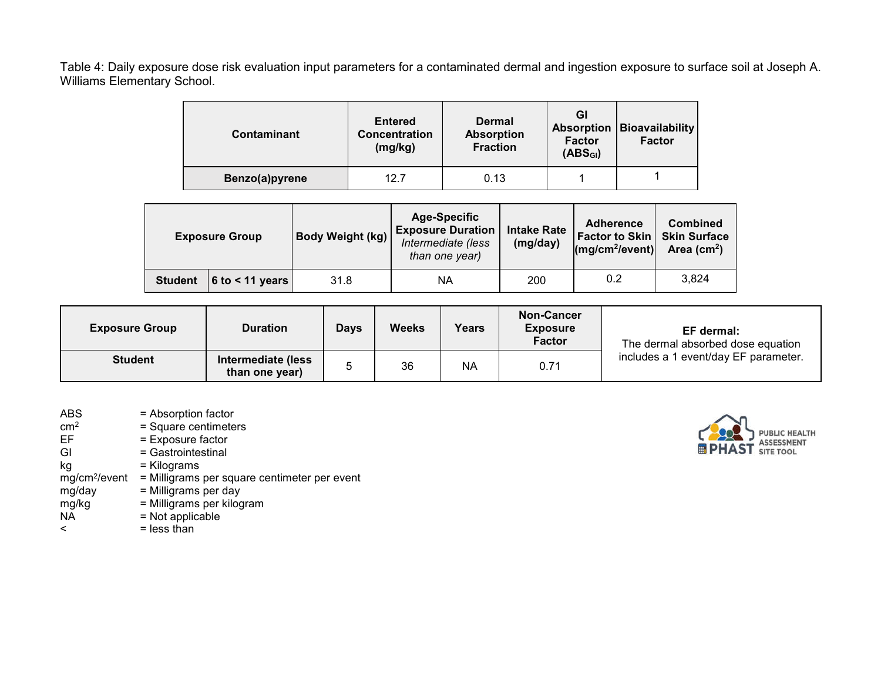Table 4: Daily exposure dose risk evaluation input parameters for a contaminated dermal and ingestion exposure to surface soil at Joseph A. Williams Elementary School.

| Contaminant | Entered Concentration (mg/kg) | Dermal Absorption Fraction | GI Absorption Factor ($ABS_{GI}$) | Bioavailability Factor |
|---|---|---|---|---|
| **Benzo(a)pyrene** | 12.7 | 0.13 | 1 | 1 |

| Exposure Group | | Body Weight (kg) | Age-Specific Exposure Duration *Intermediate (less than one year)* | Intake Rate (mg/day) | Adherence Factor to Skin ($mg/cm^2$/event) | Combined Skin Surface Area ($cm^2$) |
|---|---|---|---|---|---|---|
| **Student** | **6 to < 11 years** | 31.8 | NA | 200 | 0.2 | 3,824 |

| Exposure Group | Duration | Days | Weeks | Years | Non-Cancer Exposure Factor | **EF dermal:** The dermal absorbed dose equation includes a 1 event/day EF parameter. |
|---|---|---|---|---|---|---|
| **Student** | **Intermediate (less than one year)** | 5 | 36 | NA | 0.71 | |

ABS = Absorption factor
$cm^2$ = Square centimeters
EF = Exposure factor
GI = Gastrointestinal
kg = Kilograms
$mg/cm^2$/event = Milligrams per square centimeter per event
mg/day = Milligrams per day
mg/kg = Milligrams per kilogram
NA = Not applicable
< = less than

PHAST PUBLIC HEALTH ASSESSMENT SITE TOOL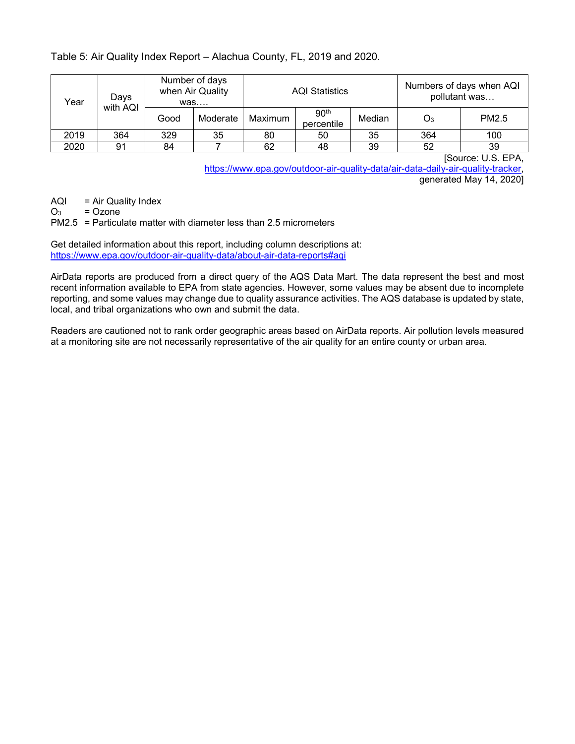Table 5: Air Quality Index Report – Alachua County, FL, 2019 and 2020.

| Year | Days with AQI | Number of days when Air Quality was…. | | AQI Statistics | | | Numbers of days when AQI pollutant was… | |
|---|---|---|---|---|---|---|---|---|
| | | Good | Moderate | Maximum | 90th percentile | Median | $O_3$ | PM2.5 |
| 2019 | 364 | 329 | 35 | 80 | 50 | 35 | 364 | 100 |
| 2020 | 91 | 84 | 7 | 62 | 48 | 39 | 52 | 39 |

[Source: U.S. EPA, https://www.epa.gov/outdoor-air-quality-data/air-data-daily-air-quality-tracker, generated May 14, 2020]

AQI = Air Quality Index
$O_3$ = Ozone
PM2.5 = Particulate matter with diameter less than 2.5 micrometers

Get detailed information about this report, including column descriptions at: https://www.epa.gov/outdoor-air-quality-data/about-air-data-reports#aqi

AirData reports are produced from a direct query of the AQS Data Mart. The data represent the best and most recent information available to EPA from state agencies. However, some values may be absent due to incomplete reporting, and some values may change due to quality assurance activities. The AQS database is updated by state, local, and tribal organizations who own and submit the data.

Readers are cautioned not to rank order geographic areas based on AirData reports. Air pollution levels measured at a monitoring site are not necessarily representative of the air quality for an entire county or urban area.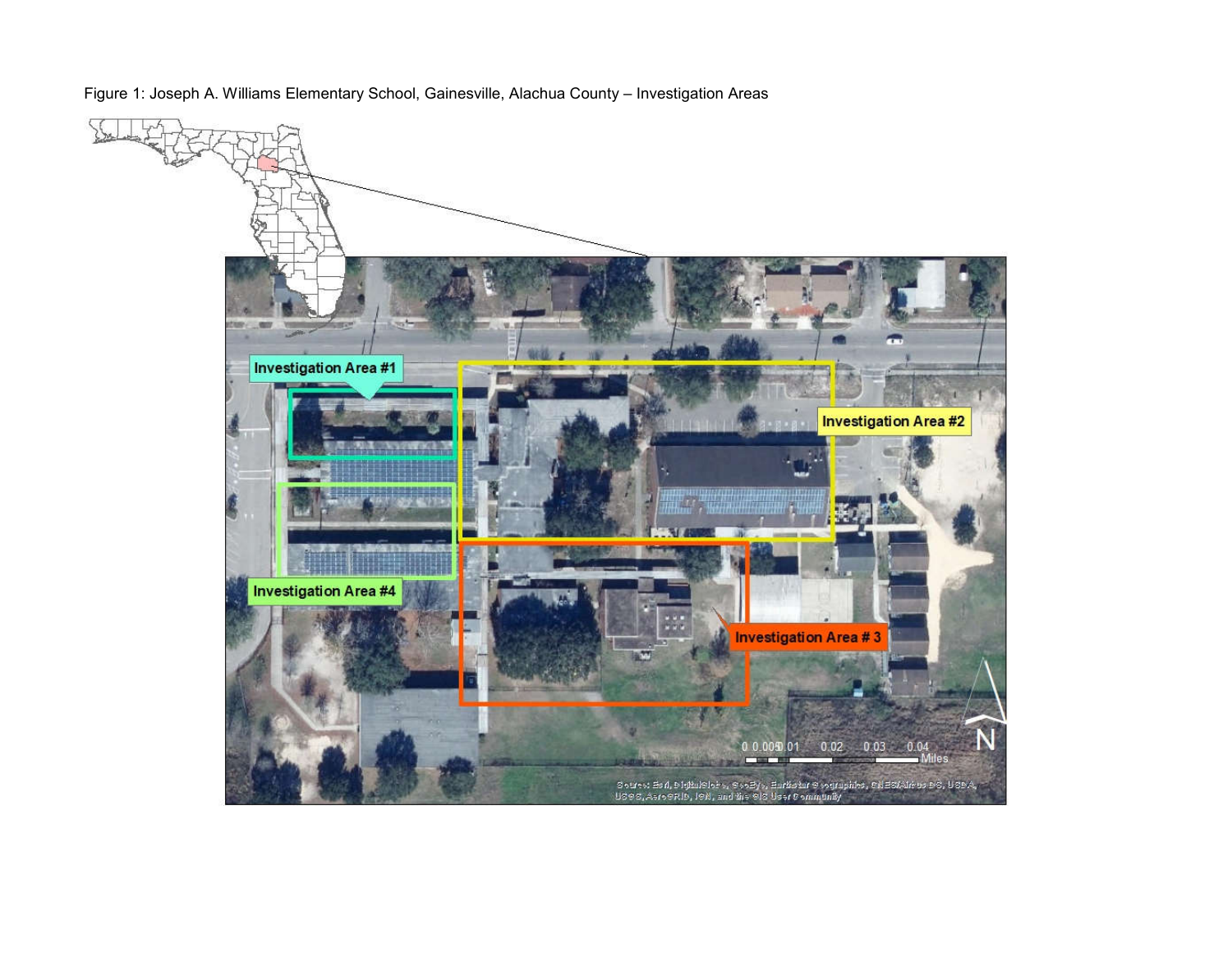Figure 1: Joseph A. Williams Elementary School, Gainesville, Alachua County – Investigation Areas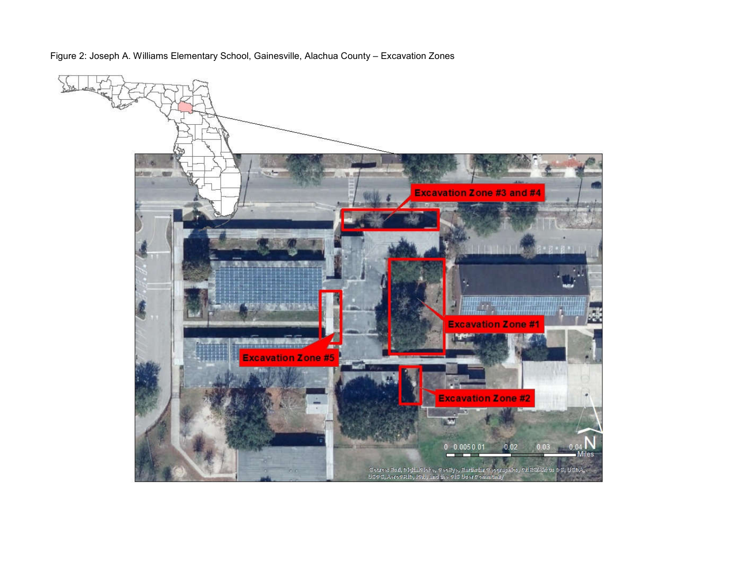Figure 2: Joseph A. Williams Elementary School, Gainesville, Alachua County – Excavation Zones

Excavation Zone #3 and #4

Excavation Zone #1

Excavation Zone #5

Excavation Zone #2

0 0.005 0.01 0.02 0.03 0.04 Miles

N

Source: Esri, DigitalGlobe, GeoEye, Earthstar Geographics, CNES/Airbus DS, USDA, USGS, AeroGRID, IGN, and the GIS User Community